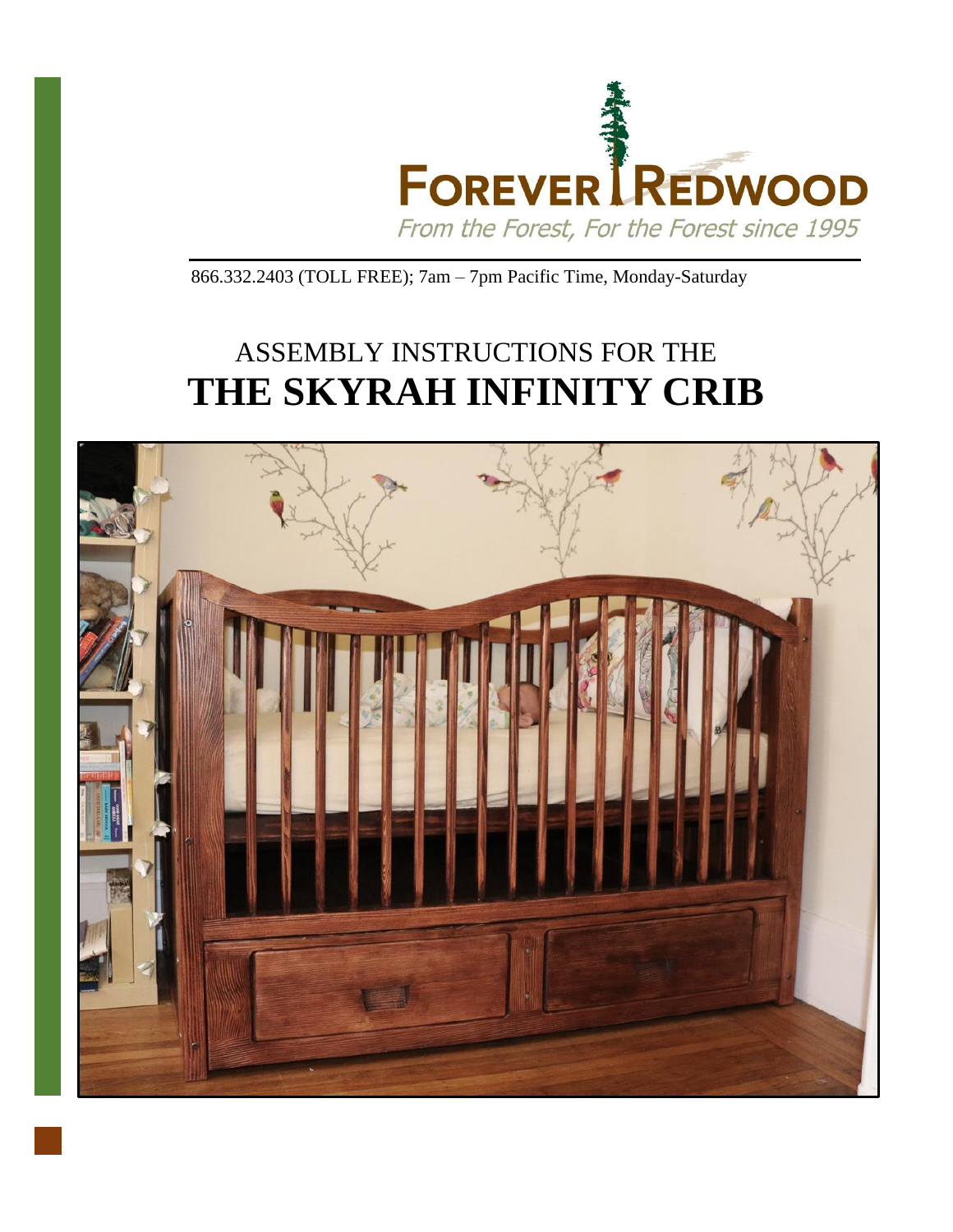# FOREVER REDWOOD

*From the Forest, For the Forest since 1995*

866.332.2403 (TOLL FREE); 7am – 7pm Pacific Time, Monday-Saturday

## ASSEMBLY INSTRUCTIONS FOR THE

# THE SKYRAH INFINITY CRIB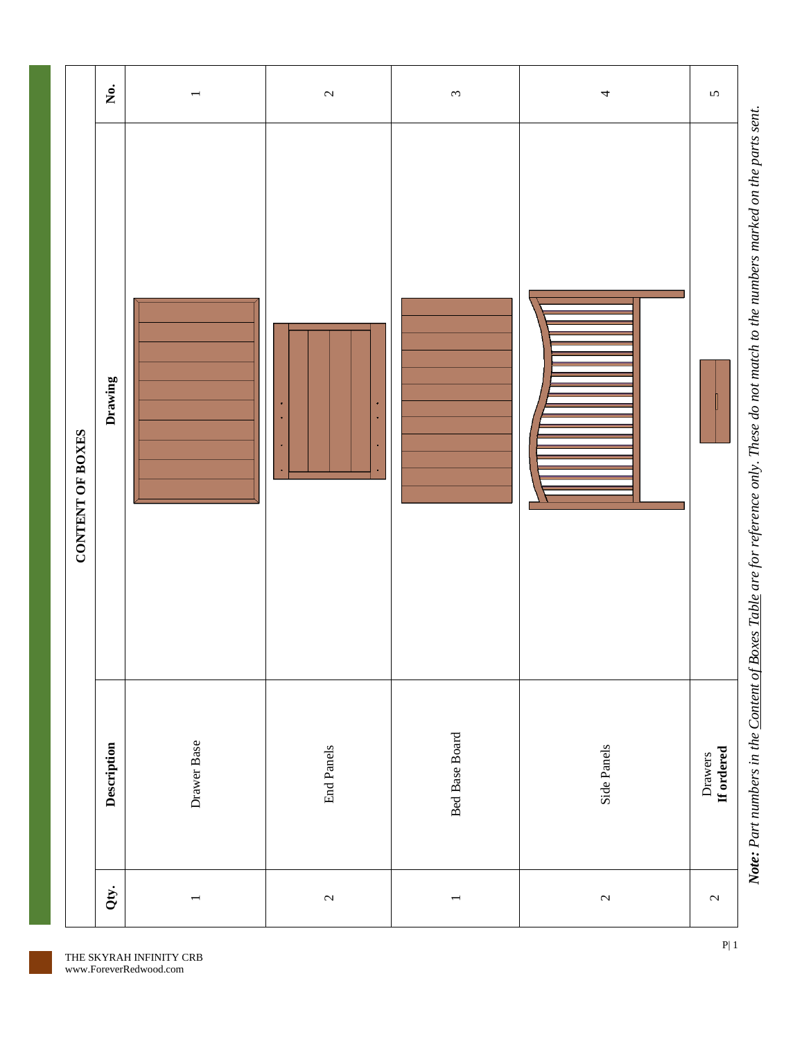## CONTENT OF BOXES

| Qty. | Description | Drawing | No. |
|---|---|---|---|
| 1 | Drawer Base | | 1 |
| 2 | End Panels | | 2 |
| 1 | Bed Base Board | | 3 |
| 2 | Side Panels | | 4 |
| 2 | Drawers **If ordered** | | 5 |

***Note:*** *Part numbers in the Content of Boxes Table are for reference only. These do not match to the numbers marked on the parts sent.*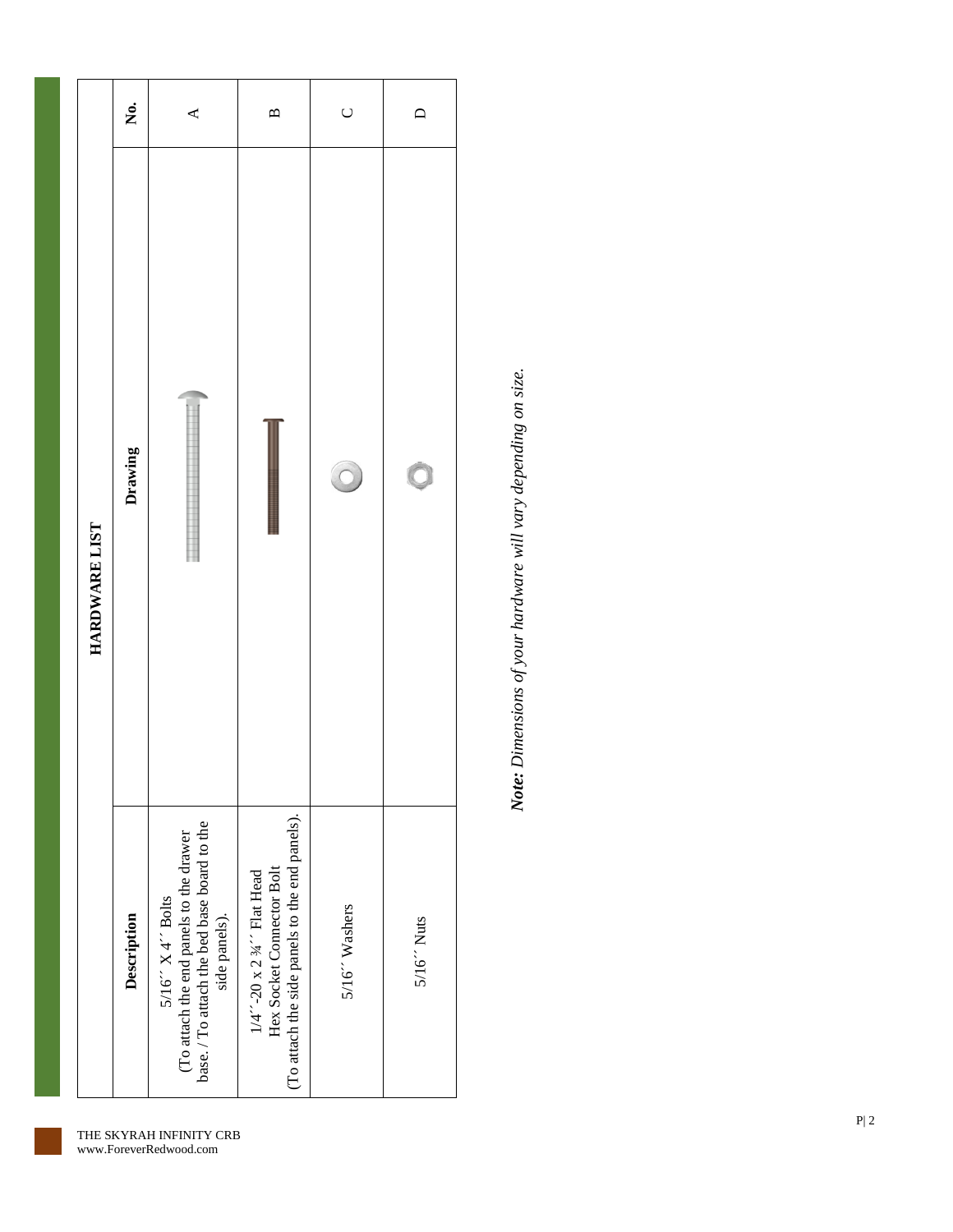## HARDWARE LIST

| Description | Drawing | No. |
|---|---|---|
| 5/16´´ X 4´´ Bolts (To attach the end panels to the drawer base. / To attach the bed base board to the side panels). | | A |
| 1/4´´-20 x 2 ¾´´ Flat Head Hex Socket Connector Bolt (To attach the side panels to the end panels). | | B |
| 5/16´´ Washers | | C |
| 5/16´´ Nuts | | D |

***Note:*** *Dimensions of your hardware will vary depending on size.*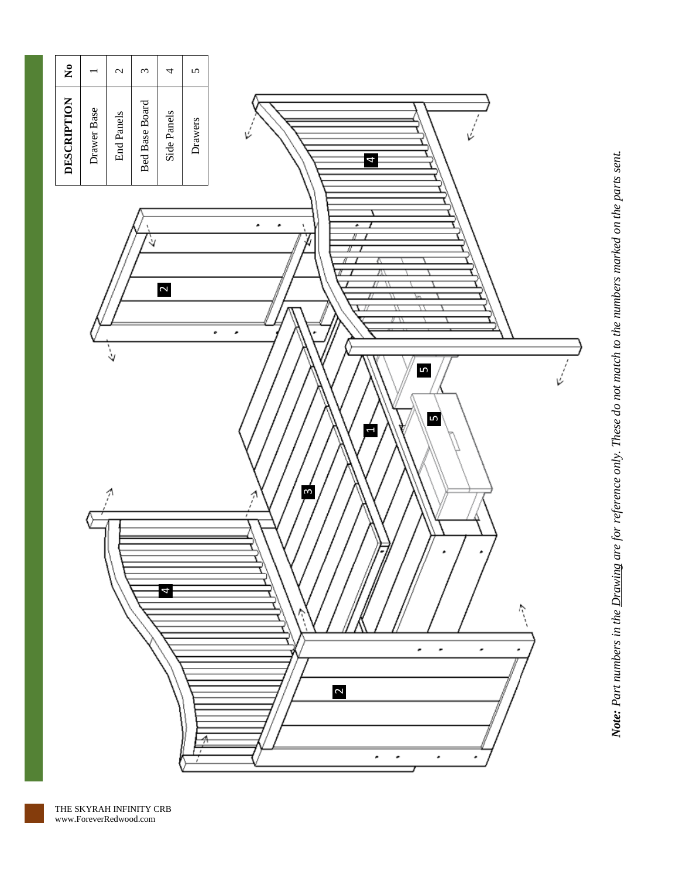| DESCRIPTION | No |
| --- | --- |
| Drawer Base | 1 |
| End Panels | 2 |
| Bed Base Board | 3 |
| Side Panels | 4 |
| Drawers | 5 |

***Note:** Part numbers in the Drawing are for reference only. These do not match to the numbers marked on the parts sent.*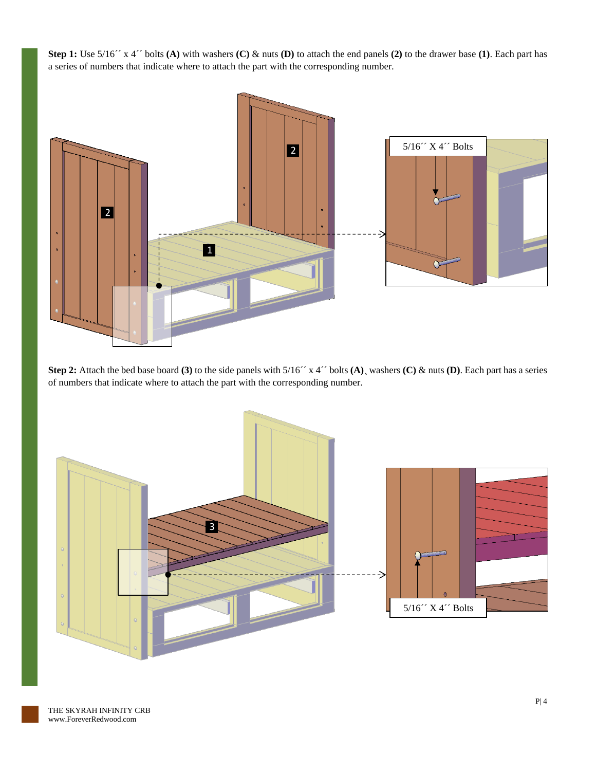**Step 1:** Use 5/16´´ x 4´´ bolts **(A)** with washers **(C)** & nuts **(D)** to attach the end panels **(2)** to the drawer base **(1)**. Each part has a series of numbers that indicate where to attach the part with the corresponding number.

5/16´´ X 4´´ Bolts

**Step 2:** Attach the bed base board **(3)** to the side panels with 5/16´´ x 4´´ bolts **(A)**¸ washers **(C)** & nuts **(D)**. Each part has a series of numbers that indicate where to attach the part with the corresponding number.

5/16´´ X 4´´ Bolts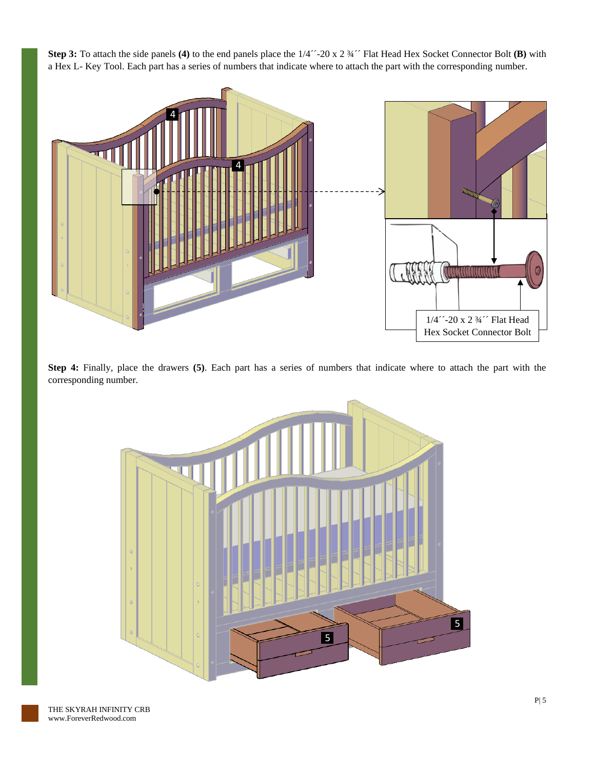**Step 3:** To attach the side panels **(4)** to the end panels place the 1/4´´-20 x 2 ¾´´ Flat Head Hex Socket Connector Bolt **(B)** with a Hex L- Key Tool. Each part has a series of numbers that indicate where to attach the part with the corresponding number.

1/4´´-20 x 2 ¾´´ Flat Head Hex Socket Connector Bolt

**Step 4:** Finally, place the drawers **(5)**. Each part has a series of numbers that indicate where to attach the part with the corresponding number.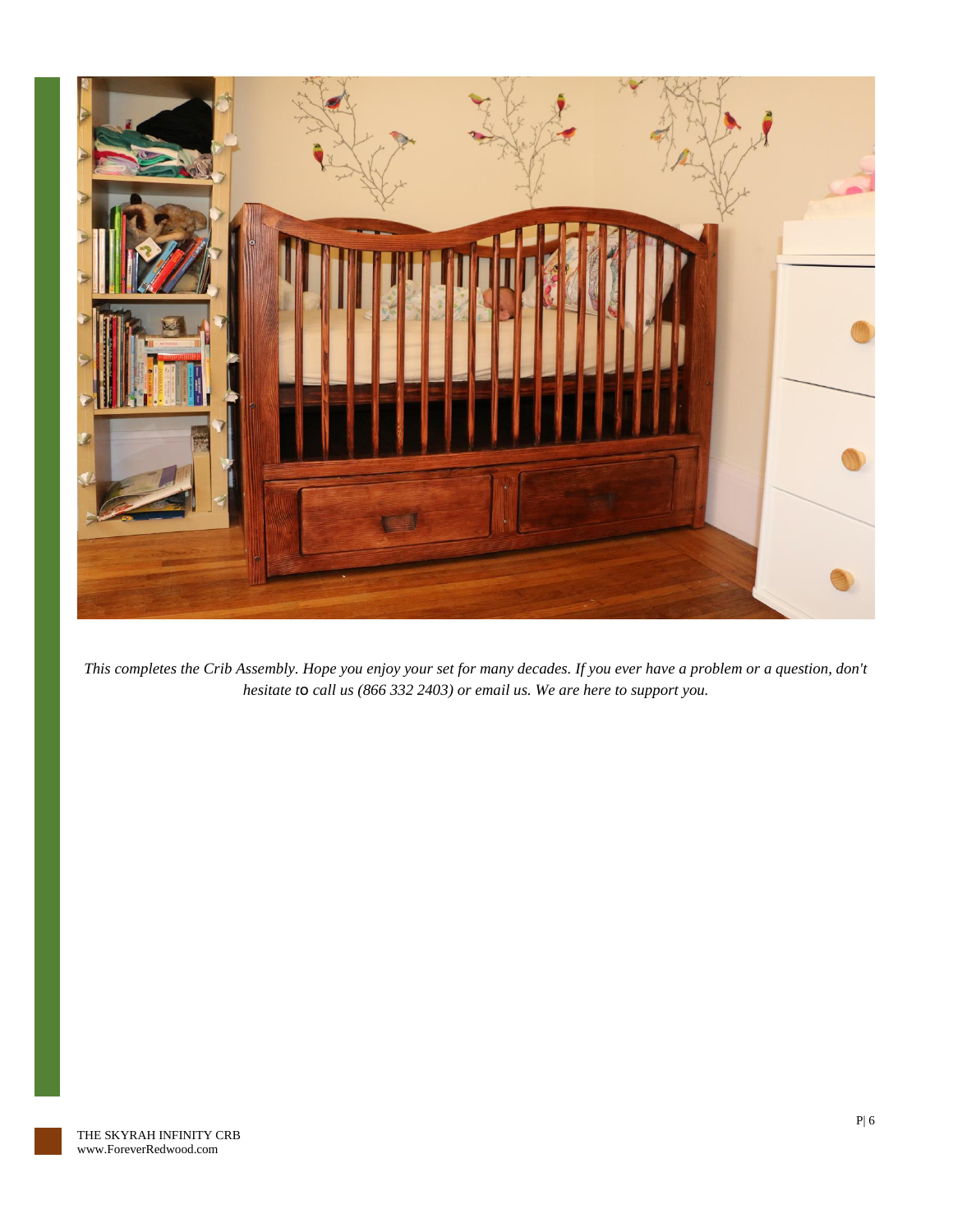*This completes the Crib Assembly. Hope you enjoy your set for many decades. If you ever have a problem or a question, don't hesitate to call us (866 332 2403) or email us. We are here to support you.*